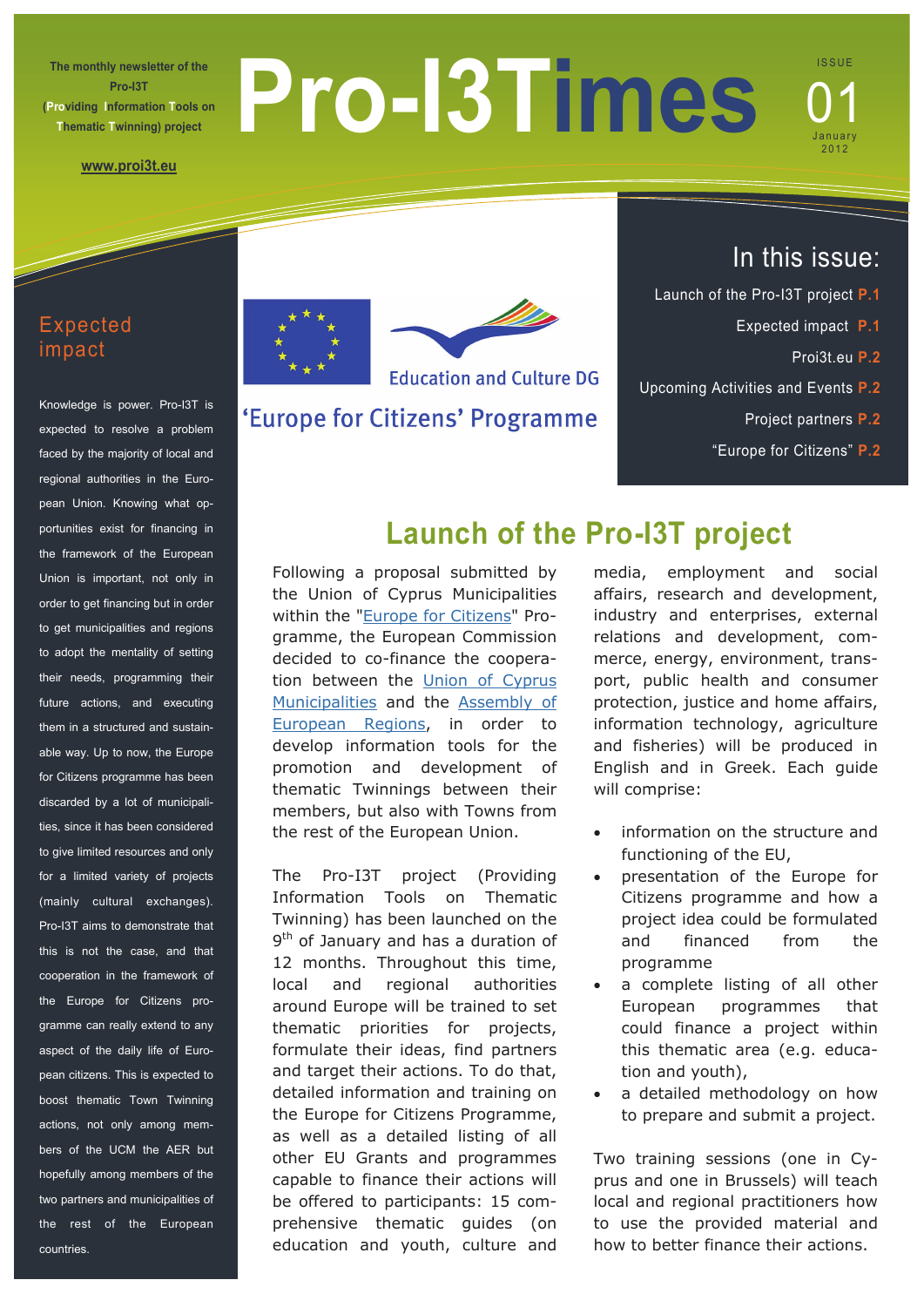The monthly newsletter of the Pro-I3T (**Pro**viding **I**nformation **T**ools on **T**hematic **T**winning) project

www.proi3t.eu

# Pro-I3Times

ISSUE 01
January 2012

Education and Culture DG

'Europe for Citizens' Programme

## In this issue:

- Launch of the Pro-I3T project **P.1**
- Expected impact **P.1**
- Proi3t.eu **P.2**
- Upcoming Activities and Events **P.2**
- Project partners **P.2**
- "Europe for Citizens" **P.2**

## Expected impact

Knowledge is power. Pro-I3T is expected to resolve a problem faced by the majority of local and regional authorities in the European Union. Knowing what opportunities exist for financing in the framework of the European Union is important, not only in order to get financing but in order to get municipalities and regions to adopt the mentality of setting their needs, programming their future actions, and executing them in a structured and sustainable way. Up to now, the Europe for Citizens programme has been discarded by a lot of municipalities, since it has been considered to give limited resources and only for a limited variety of projects (mainly cultural exchanges). Pro-I3T aims to demonstrate that this is not the case, and that cooperation in the framework of the Europe for Citizens programme can really extend to any aspect of the daily life of European citizens. This is expected to boost thematic Town Twinning actions, not only among members of the UCM the AER but hopefully among members of the two partners and municipalities of the rest of the European countries.

## Launch of the Pro-I3T project

Following a proposal submitted by the Union of Cyprus Municipalities within the "Europe for Citizens" Programme, the European Commission decided to co-finance the cooperation between the Union of Cyprus Municipalities and the Assembly of European Regions, in order to develop information tools for the promotion and development of thematic Twinnings between their members, but also with Towns from the rest of the European Union.

The Pro-I3T project (Providing Information Tools on Thematic Twinning) has been launched on the 9th of January and has a duration of 12 months. Throughout this time, local and regional authorities around Europe will be trained to set thematic priorities for projects, formulate their ideas, find partners and target their actions. To do that, detailed information and training on the Europe for Citizens Programme, as well as a detailed listing of all other EU Grants and programmes capable to finance their actions will be offered to participants: 15 comprehensive thematic guides (on education and youth, culture and media, employment and social affairs, research and development, industry and enterprises, external relations and development, commerce, energy, environment, transport, public health and consumer protection, justice and home affairs, information technology, agriculture and fisheries) will be produced in English and in Greek. Each guide will comprise:

- information on the structure and functioning of the EU,
- presentation of the Europe for Citizens programme and how a project idea could be formulated and financed from the programme
- a complete listing of all other European programmes that could finance a project within this thematic area (e.g. education and youth),
- a detailed methodology on how to prepare and submit a project.

Two training sessions (one in Cyprus and one in Brussels) will teach local and regional practitioners how to use the provided material and how to better finance their actions.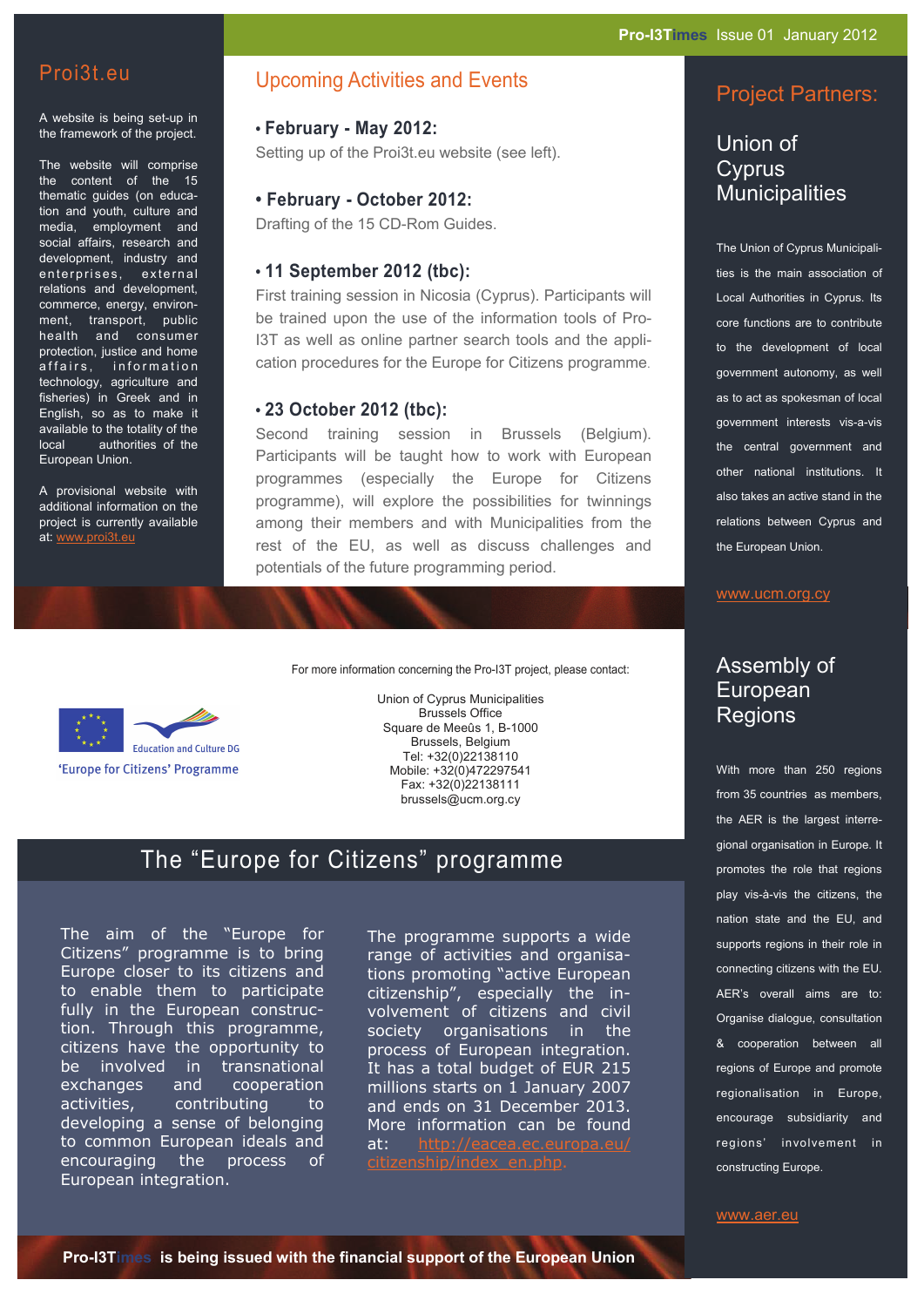## Proi3t.eu

A website is being set-up in the framework of the project.

The website will comprise the content of the 15 thematic guides (on education and youth, culture and media, employment and social affairs, research and development, industry and enterprises, external relations and development, commerce, energy, environment, transport, public health and consumer protection, justice and home affairs, information technology, agriculture and fisheries) in Greek and in English, so as to make it available to the totality of the local authorities of the European Union.

A provisional website with additional information on the project is currently available at: www.proi3t.eu

## Upcoming Activities and Events

**• February - May 2012:**

Setting up of the Proi3t.eu website (see left).

**• February - October 2012:**

Drafting of the 15 CD-Rom Guides.

**• 11 September 2012 (tbc):**

First training session in Nicosia (Cyprus). Participants will be trained upon the use of the information tools of Pro-I3T as well as online partner search tools and the application procedures for the Europe for Citizens programme.

**• 23 October 2012 (tbc):**

Second training session in Brussels (Belgium). Participants will be taught how to work with European programmes (especially the Europe for Citizens programme), will explore the possibilities for twinnings among their members and with Municipalities from the rest of the EU, as well as discuss challenges and potentials of the future programming period.

For more information concerning the Pro-I3T project, please contact:

Union of Cyprus Municipalities
Brussels Office
Square de Meeûs 1, B-1000
Brussels, Belgium
Tel: +32(0)22138110
Mobile: +32(0)472297541
Fax: +32(0)22138111
brussels@ucm.org.cy

Education and Culture DG
'Europe for Citizens' Programme

## The "Europe for Citizens" programme

The aim of the "Europe for Citizens" programme is to bring Europe closer to its citizens and to enable them to participate fully in the European construction. Through this programme, citizens have the opportunity to be involved in transnational exchanges and cooperation activities, contributing to developing a sense of belonging to common European ideals and encouraging the process of European integration.

The programme supports a wide range of activities and organisations promoting "active European citizenship", especially the involvement of citizens and civil society organisations in the process of European integration. It has a total budget of EUR 215 millions starts on 1 January 2007 and ends on 31 December 2013. More information can be found at: http://eacea.ec.europa.eu/citizenship/index_en.php.

## Project Partners:

### Union of Cyprus Municipalities

The Union of Cyprus Municipalities is the main association of Local Authorities in Cyprus. Its core functions are to contribute to the development of local government autonomy, as well as to act as spokesman of local government interests vis-a-vis the central government and other national institutions. It also takes an active stand in the relations between Cyprus and the European Union.

www.ucm.org.cy

### Assembly of European Regions

With more than 250 regions from 35 countries as members, the AER is the largest interregional organisation in Europe. It promotes the role that regions play vis-à-vis the citizens, the nation state and the EU, and supports regions in their role in connecting citizens with the EU. AER's overall aims are to: Organise dialogue, consultation & cooperation between all regions of Europe and promote regionalisation in Europe, encourage subsidiarity and regions' involvement in constructing Europe.

www.aer.eu

**Pro-I3Times is being issued with the financial support of the European Union**